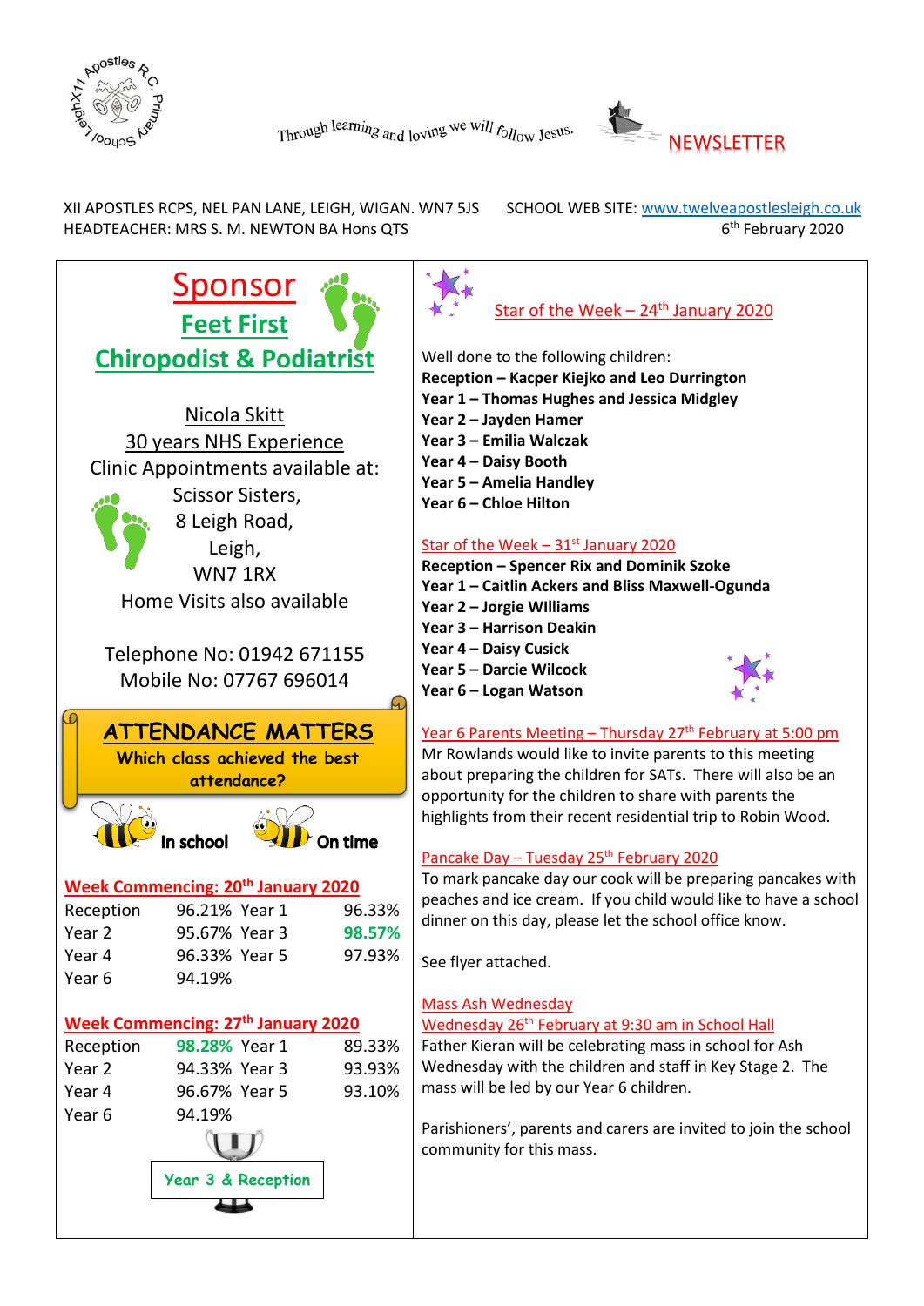Through learning and loving we will follow Jesus.

# NEWSLETTER

XII APOSTLES RCPS, NEL PAN LANE, LEIGH, WIGAN. WN7 5JS
HEADTEACHER: MRS S. M. NEWTON BA Hons QTS

SCHOOL WEB SITE: www.twelveapostlesleigh.co.uk
6th February 2020

## Sponsor

### Feet First Chiropodist & Podiatrist

Nicola Skitt
30 years NHS Experience
Clinic Appointments available at:
Scissor Sisters,
8 Leigh Road,
Leigh,
WN7 1RX
Home Visits also available

Telephone No: 01942 671155
Mobile No: 07767 696014

## ATTENDANCE MATTERS

**Which class achieved the best attendance?**

In school — On time

### Week Commencing: 20th January 2020

| Class | % | Class | % |
|---|---|---|---|
| Reception | 96.21% | Year 1 | 96.33% |
| Year 2 | 95.67% | Year 3 | **98.57%** |
| Year 4 | 96.33% | Year 5 | 97.93% |
| Year 6 | 94.19% | | |

### Week Commencing: 27th January 2020

| Class | % | Class | % |
|---|---|---|---|
| Reception | **98.28%** | Year 1 | 89.33% |
| Year 2 | 94.33% | Year 3 | 93.93% |
| Year 4 | 96.67% | Year 5 | 93.10% |
| Year 6 | 94.19% | | |

**Year 3 & Reception**

### Star of the Week – 24th January 2020

Well done to the following children:

**Reception – Kacper Kiejko and Leo Durrington**
**Year 1 – Thomas Hughes and Jessica Midgley**
**Year 2 – Jayden Hamer**
**Year 3 – Emilia Walczak**
**Year 4 – Daisy Booth**
**Year 5 – Amelia Handley**
**Year 6 – Chloe Hilton**

### Star of the Week – 31st January 2020

**Reception – Spencer Rix and Dominik Szoke**
**Year 1 – Caitlin Ackers and Bliss Maxwell-Ogunda**
**Year 2 – Jorgie WIlliams**
**Year 3 – Harrison Deakin**
**Year 4 – Daisy Cusick**
**Year 5 – Darcie Wilcock**
**Year 6 – Logan Watson**

### Year 6 Parents Meeting – Thursday 27th February at 5:00 pm

Mr Rowlands would like to invite parents to this meeting about preparing the children for SATs. There will also be an opportunity for the children to share with parents the highlights from their recent residential trip to Robin Wood.

### Pancake Day – Tuesday 25th February 2020

To mark pancake day our cook will be preparing pancakes with peaches and ice cream. If you child would like to have a school dinner on this day, please let the school office know.

See flyer attached.

### Mass Ash Wednesday
### Wednesday 26th February at 9:30 am in School Hall

Father Kieran will be celebrating mass in school for Ash Wednesday with the children and staff in Key Stage 2. The mass will be led by our Year 6 children.

Parishioners', parents and carers are invited to join the school community for this mass.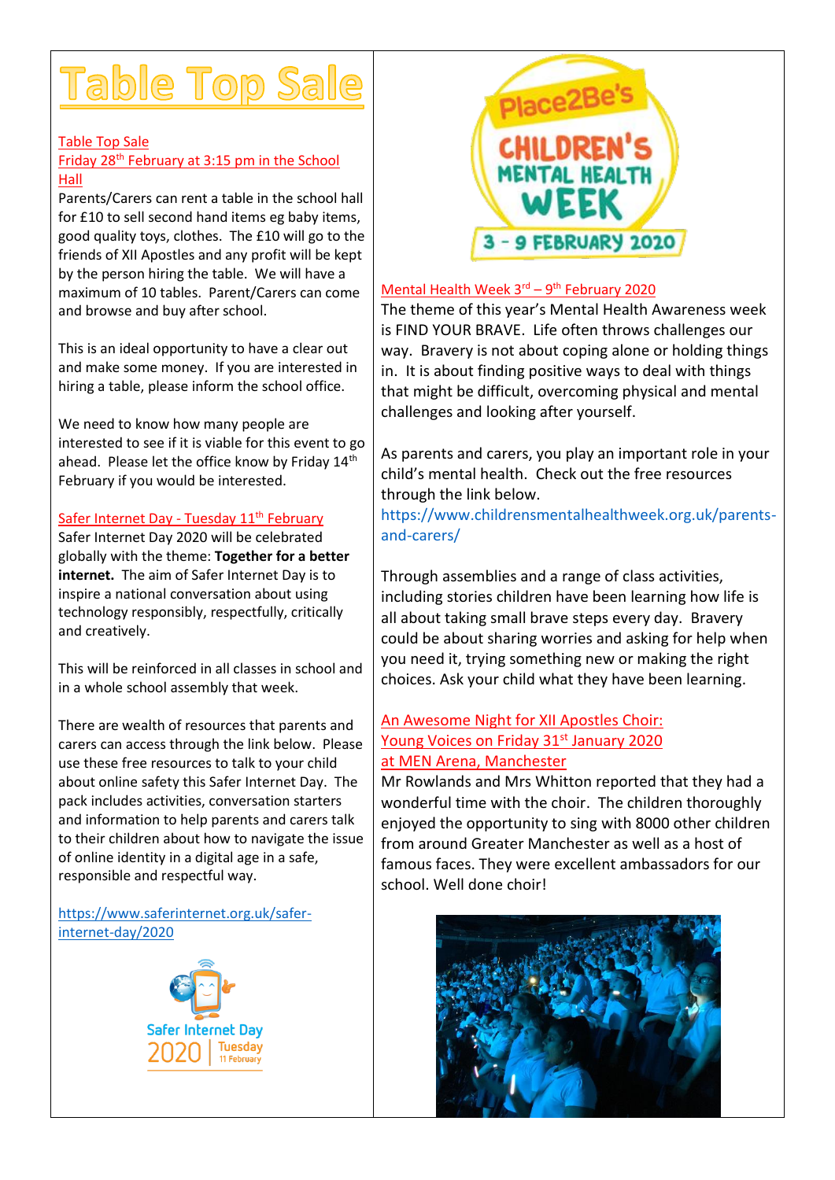# Table Top Sale

**Table Top Sale**
**Friday 28th February at 3:15 pm in the School Hall**

Parents/Carers can rent a table in the school hall for £10 to sell second hand items eg baby items, good quality toys, clothes. The £10 will go to the friends of XII Apostles and any profit will be kept by the person hiring the table. We will have a maximum of 10 tables. Parent/Carers can come and browse and buy after school.

This is an ideal opportunity to have a clear out and make some money. If you are interested in hiring a table, please inform the school office.

We need to know how many people are interested to see if it is viable for this event to go ahead. Please let the office know by Friday 14th February if you would be interested.

**Safer Internet Day - Tuesday 11th February**

Safer Internet Day 2020 will be celebrated globally with the theme: **Together for a better internet.** The aim of Safer Internet Day is to inspire a national conversation about using technology responsibly, respectfully, critically and creatively.

This will be reinforced in all classes in school and in a whole school assembly that week.

There are wealth of resources that parents and carers can access through the link below. Please use these free resources to talk to your child about online safety this Safer Internet Day. The pack includes activities, conversation starters and information to help parents and carers talk to their children about how to navigate the issue of online identity in a digital age in a safe, responsible and respectful way.

https://www.saferinternet.org.uk/safer-internet-day/2020

Safer Internet Day 2020 | Tuesday 11 February

Place2Be's CHILDREN'S MENTAL HEALTH WEEK 3 - 9 FEBRUARY 2020

**Mental Health Week 3rd – 9th February 2020**

The theme of this year's Mental Health Awareness week is FIND YOUR BRAVE. Life often throws challenges our way. Bravery is not about coping alone or holding things in. It is about finding positive ways to deal with things that might be difficult, overcoming physical and mental challenges and looking after yourself.

As parents and carers, you play an important role in your child's mental health. Check out the free resources through the link below.
https://www.childrensmentalhealthweek.org.uk/parents-and-carers/

Through assemblies and a range of class activities, including stories children have been learning how life is all about taking small brave steps every day. Bravery could be about sharing worries and asking for help when you need it, trying something new or making the right choices. Ask your child what they have been learning.

**An Awesome Night for XII Apostles Choir: Young Voices on Friday 31st January 2020 at MEN Arena, Manchester**

Mr Rowlands and Mrs Whitton reported that they had a wonderful time with the choir. The children thoroughly enjoyed the opportunity to sing with 8000 other children from around Greater Manchester as well as a host of famous faces. They were excellent ambassadors for our school. Well done choir!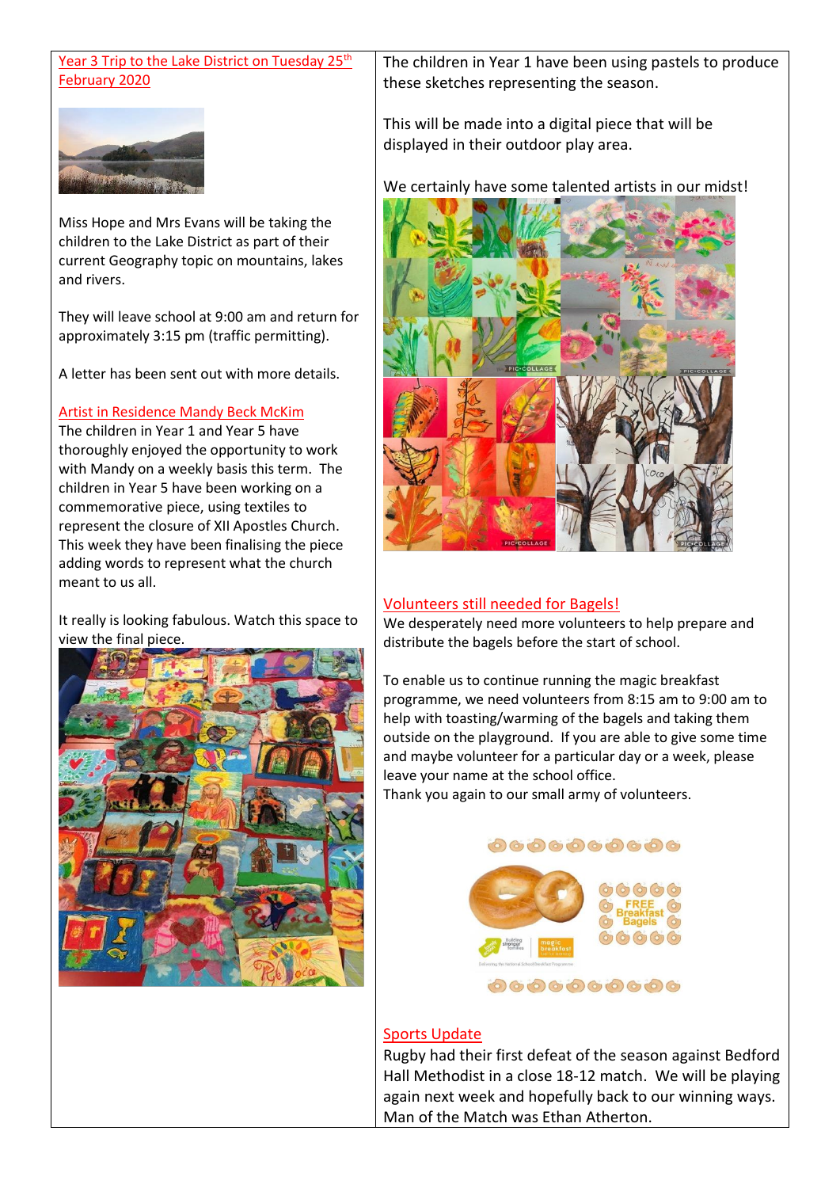## Year 3 Trip to the Lake District on Tuesday 25th February 2020

Miss Hope and Mrs Evans will be taking the children to the Lake District as part of their current Geography topic on mountains, lakes and rivers.

They will leave school at 9:00 am and return for approximately 3:15 pm (traffic permitting).

A letter has been sent out with more details.

## Artist in Residence Mandy Beck McKim

The children in Year 1 and Year 5 have thoroughly enjoyed the opportunity to work with Mandy on a weekly basis this term. The children in Year 5 have been working on a commemorative piece, using textiles to represent the closure of XII Apostles Church. This week they have been finalising the piece adding words to represent what the church meant to us all.

It really is looking fabulous. Watch this space to view the final piece.

The children in Year 1 have been using pastels to produce these sketches representing the season.

This will be made into a digital piece that will be displayed in their outdoor play area.

We certainly have some talented artists in our midst!

## Volunteers still needed for Bagels!

We desperately need more volunteers to help prepare and distribute the bagels before the start of school.

To enable us to continue running the magic breakfast programme, we need volunteers from 8:15 am to 9:00 am to help with toasting/warming of the bagels and taking them outside on the playground. If you are able to give some time and maybe volunteer for a particular day or a week, please leave your name at the school office.

Thank you again to our small army of volunteers.

## Sports Update

Rugby had their first defeat of the season against Bedford Hall Methodist in a close 18-12 match. We will be playing again next week and hopefully back to our winning ways. Man of the Match was Ethan Atherton.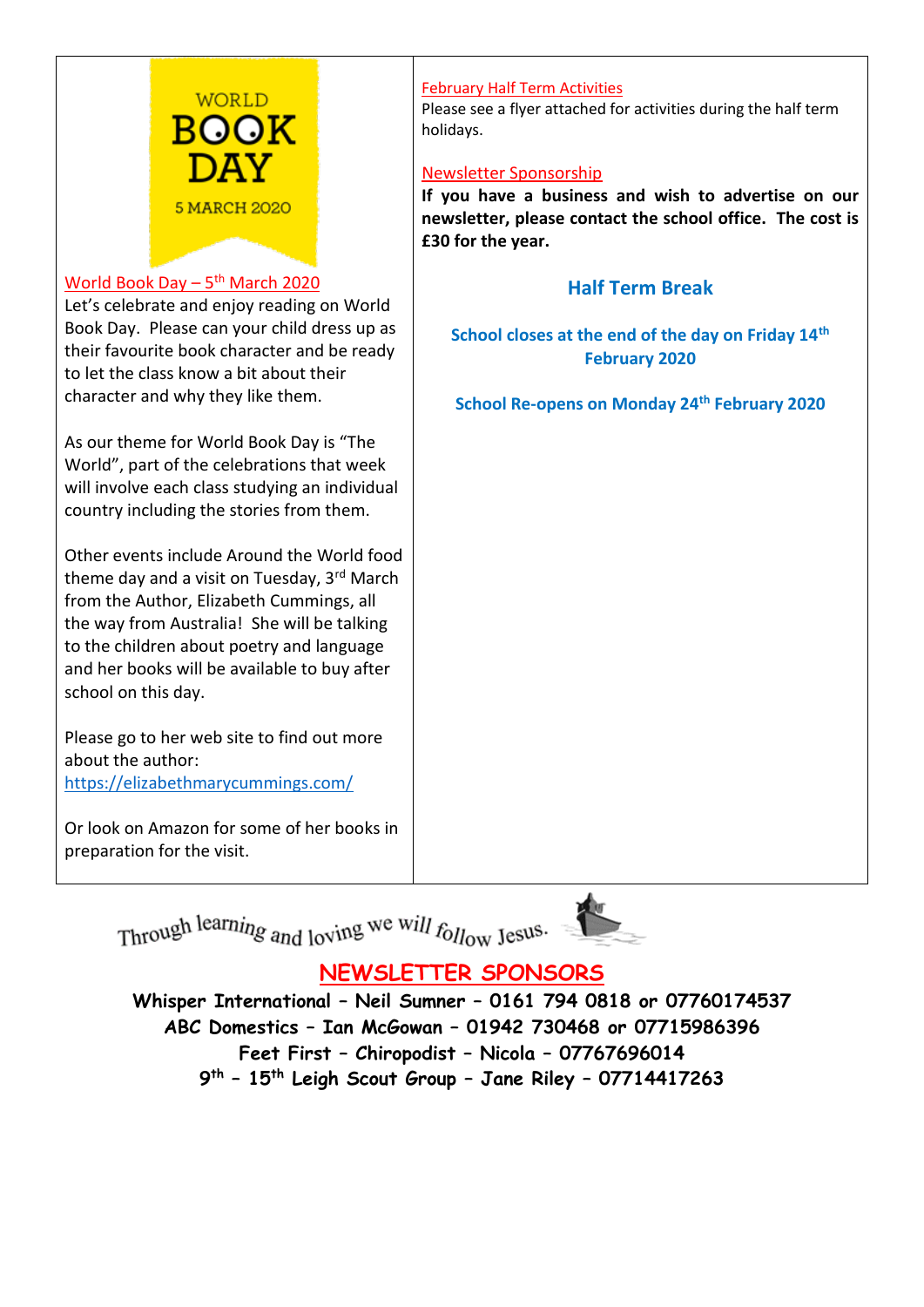WORLD BOOK DAY 5 MARCH 2020

## World Book Day – 5th March 2020

Let's celebrate and enjoy reading on World Book Day. Please can your child dress up as their favourite book character and be ready to let the class know a bit about their character and why they like them.

As our theme for World Book Day is "The World", part of the celebrations that week will involve each class studying an individual country including the stories from them.

Other events include Around the World food theme day and a visit on Tuesday, 3rd March from the Author, Elizabeth Cummings, all the way from Australia! She will be talking to the children about poetry and language and her books will be available to buy after school on this day.

Please go to her web site to find out more about the author:
https://elizabethmarycummings.com/

Or look on Amazon for some of her books in preparation for the visit.

## February Half Term Activities

Please see a flyer attached for activities during the half term holidays.

## Newsletter Sponsorship

**If you have a business and wish to advertise on our newsletter, please contact the school office. The cost is £30 for the year.**

## Half Term Break

**School closes at the end of the day on Friday 14th February 2020**

**School Re-opens on Monday 24th February 2020**

*Through learning and loving we will follow Jesus.*

## NEWSLETTER SPONSORS

**Whisper International – Neil Sumner – 0161 794 0818 or 07760174537**
**ABC Domestics – Ian McGowan – 01942 730468 or 07715986396**
**Feet First – Chiropodist – Nicola – 07767696014**
**9th – 15th Leigh Scout Group – Jane Riley – 07714417263**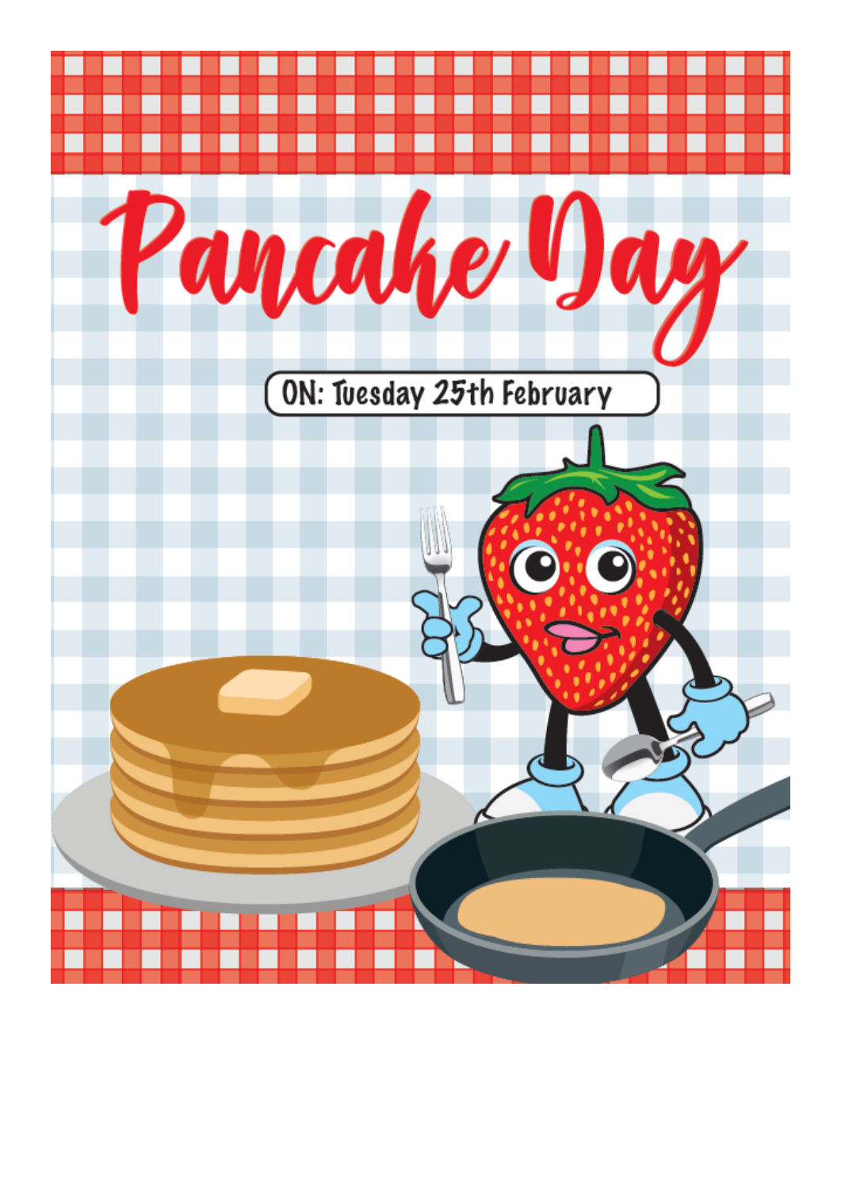# Pancake Day

ON: Tuesday 25th February